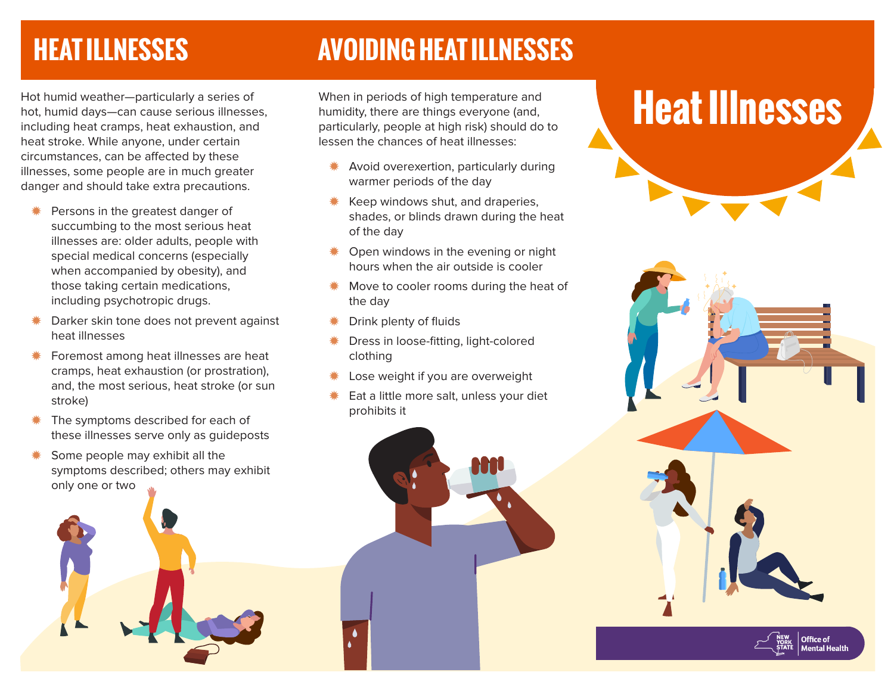# Heat Illnesses

## HEAT ILLNESSES

Hot humid weather—particularly a series of hot, humid days—can cause serious illnesses, including heat cramps, heat exhaustion, and heat stroke. While anyone, under certain circumstances, can be affected by these illnesses, some people are in much greater danger and should take extra precautions.

- Persons in the greatest danger of succumbing to the most serious heat illnesses are: older adults, people with special medical concerns (especially when accompanied by obesity), and those taking certain medications, including psychotropic drugs.
- Darker skin tone does not prevent against heat illnesses
- Foremost among heat illnesses are heat cramps, heat exhaustion (or prostration), and, the most serious, heat stroke (or sun stroke)
- The symptoms described for each of these illnesses serve only as guideposts
- Some people may exhibit all the symptoms described; others may exhibit only one or two

## AVOIDING HEAT ILLNESSES

When in periods of high temperature and humidity, there are things everyone (and, particularly, people at high risk) should do to lessen the chances of heat illnesses:

- Avoid overexertion, particularly during warmer periods of the day
- Keep windows shut, and draperies, shades, or blinds drawn during the heat of the day
- Open windows in the evening or night hours when the air outside is cooler
- Move to cooler rooms during the heat of the day
- Drink plenty of fluids
- Dress in loose-fitting, light-colored clothing
- Lose weight if you are overweight
- Eat a little more salt, unless your diet prohibits it

New York State Office of Mental Health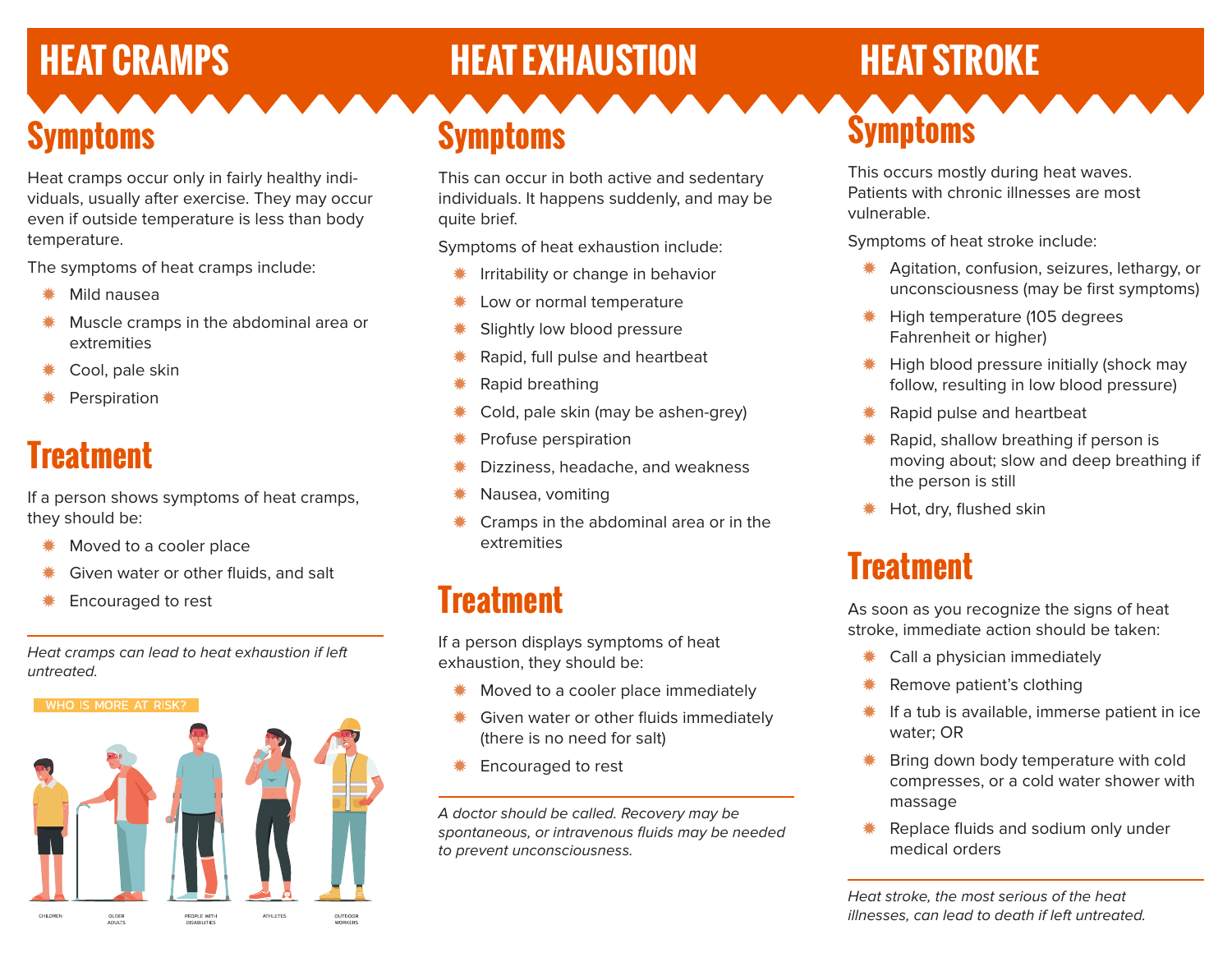# HEAT CRAMPS

## Symptoms

Heat cramps occur only in fairly healthy individuals, usually after exercise. They may occur even if outside temperature is less than body temperature.

The symptoms of heat cramps include:

- Mild nausea
- Muscle cramps in the abdominal area or extremities
- Cool, pale skin
- Perspiration

## Treatment

If a person shows symptoms of heat cramps, they should be:

- Moved to a cooler place
- Given water or other fluids, and salt
- Encouraged to rest

*Heat cramps can lead to heat exhaustion if left untreated.*

WHO IS MORE AT RISK?

CHILDREN

OLDER ADULTS

PEOPLE WITH DISABILITIES

ATHLETES

OUTDOOR WORKERS

# HEAT EXHAUSTION

## Symptoms

This can occur in both active and sedentary individuals. It happens suddenly, and may be quite brief.

Symptoms of heat exhaustion include:

- Irritability or change in behavior
- Low or normal temperature
- Slightly low blood pressure
- Rapid, full pulse and heartbeat
- Rapid breathing
- Cold, pale skin (may be ashen-grey)
- Profuse perspiration
- Dizziness, headache, and weakness
- Nausea, vomiting
- Cramps in the abdominal area or in the extremities

## Treatment

If a person displays symptoms of heat exhaustion, they should be:

- Moved to a cooler place immediately
- Given water or other fluids immediately (there is no need for salt)
- Encouraged to rest

*A doctor should be called. Recovery may be spontaneous, or intravenous fluids may be needed to prevent unconsciousness.*

# HEAT STROKE

## Symptoms

This occurs mostly during heat waves. Patients with chronic illnesses are most vulnerable.

Symptoms of heat stroke include:

- Agitation, confusion, seizures, lethargy, or unconsciousness (may be first symptoms)
- High temperature (105 degrees Fahrenheit or higher)
- High blood pressure initially (shock may follow, resulting in low blood pressure)
- Rapid pulse and heartbeat
- Rapid, shallow breathing if person is moving about; slow and deep breathing if the person is still
- Hot, dry, flushed skin

## Treatment

As soon as you recognize the signs of heat stroke, immediate action should be taken:

- Call a physician immediately
- Remove patient's clothing
- If a tub is available, immerse patient in ice water; OR
- Bring down body temperature with cold compresses, or a cold water shower with massage
- Replace fluids and sodium only under medical orders

*Heat stroke, the most serious of the heat illnesses, can lead to death if left untreated.*